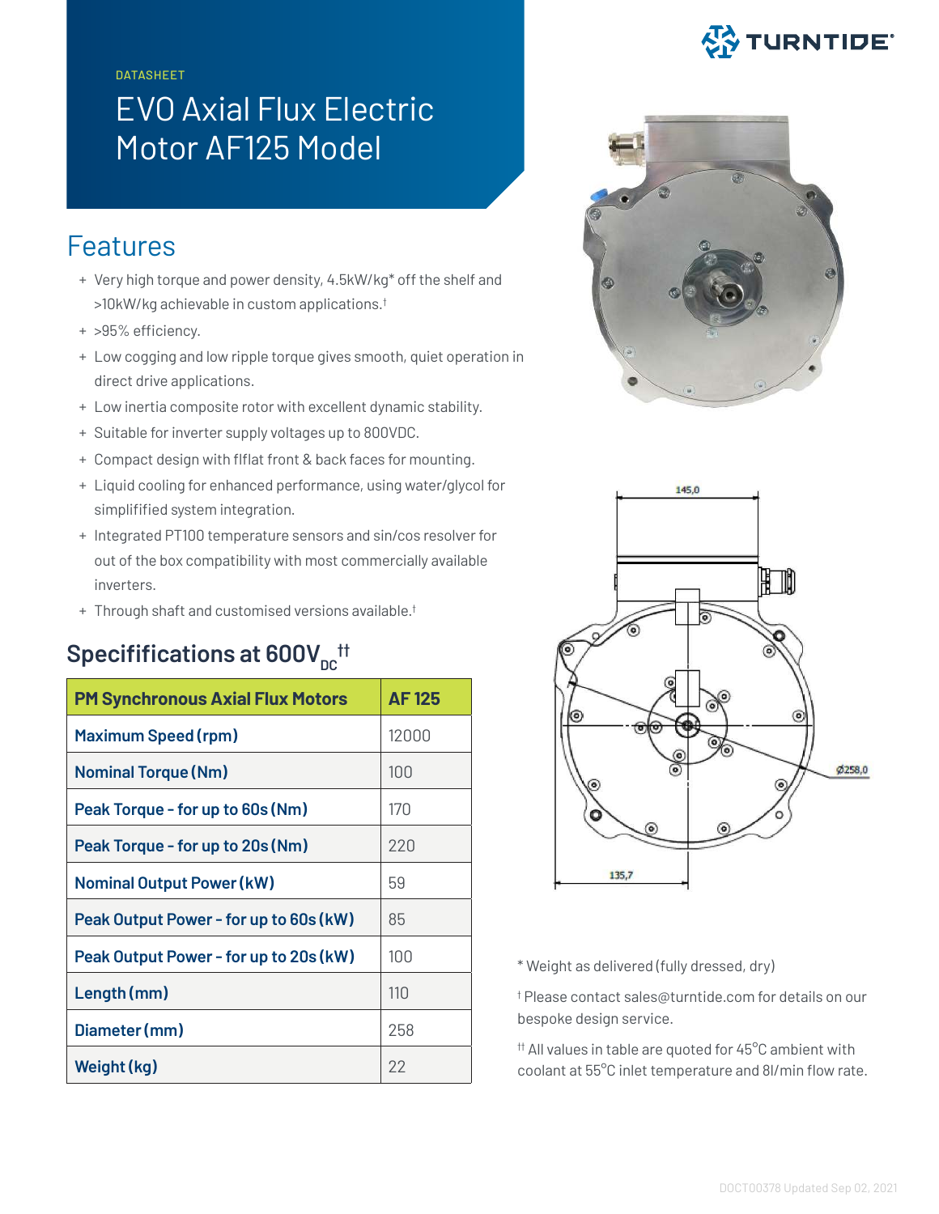DATASHEET

# EVO Axial Flux Electric Motor AF125 Model

## Features

- Very high torque and power density, 4.5kW/kg* off the shelf and >10kW/kg achievable in custom applications.[†]
- >95% efficiency.
- Low cogging and low ripple torque gives smooth, quiet operation in direct drive applications.
- Low inertia composite rotor with excellent dynamic stability.
- Suitable for inverter supply voltages up to 800VDC.
- Compact design with flflat front & back faces for mounting.
- Liquid cooling for enhanced performance, using water/glycol for simplifified system integration.
- Integrated PT100 temperature sensors and sin/cos resolver for out of the box compatibility with most commercially available inverters.
- Through shaft and customised versions available.[†]

## Specifications at $600V_{DC}$[††]

| PM Synchronous Axial Flux Motors | AF 125 |
| --- | --- |
| Maximum Speed (rpm) | 12000 |
| Nominal Torque (Nm) | 100 |
| Peak Torque - for up to 60s (Nm) | 170 |
| Peak Torque - for up to 20s (Nm) | 220 |
| Nominal Output Power (kW) | 59 |
| Peak Output Power - for up to 60s (kW) | 85 |
| Peak Output Power - for up to 20s (kW) | 100 |
| Length (mm) | 110 |
| Diameter (mm) | 258 |
| Weight (kg) | 22 |

\* Weight as delivered (fully dressed, dry)

[†] Please contact sales@turntide.com for details on our bespoke design service.

[††] All values in table are quoted for 45°C ambient with coolant at 55°C inlet temperature and 8l/min flow rate.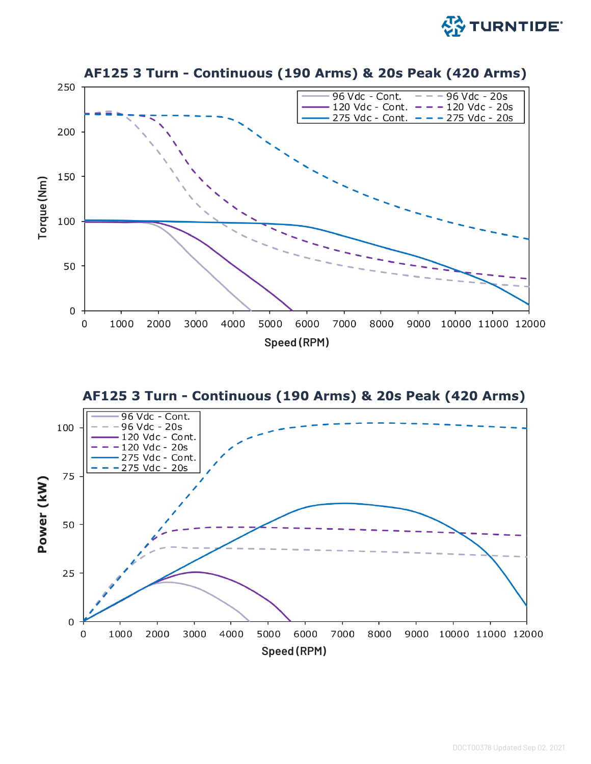## AF125 3 Turn - Continuous (190 Arms) & 20s Peak (420 Arms)

Torque (Nm) vs. Speed (RPM)

Legend: 96 Vdc - Cont., 96 Vdc - 20s, 120 Vdc - Cont., 120 Vdc - 20s, 275 Vdc - Cont., 275 Vdc - 20s

## AF125 3 Turn - Continuous (190 Arms) & 20s Peak (420 Arms)

Power (kW) vs. Speed (RPM)

Legend: 96 Vdc - Cont., 96 Vdc - 20s, 120 Vdc - Cont., 120 Vdc - 20s, 275 Vdc - Cont., 275 Vdc - 20s

DOCT00378 Updated Sep 02, 2021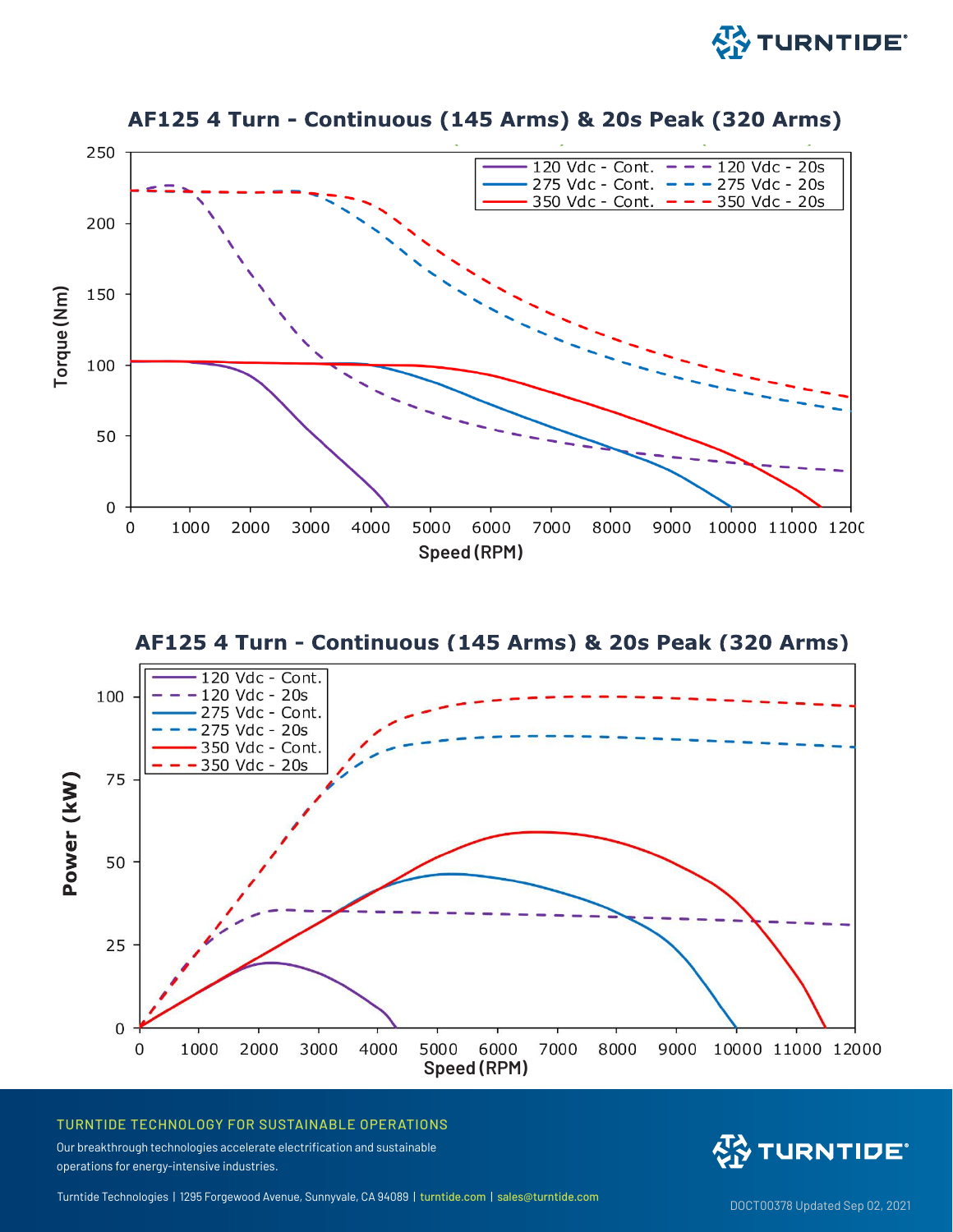## AF125 4 Turn - Continuous (145 Arms) & 20s Peak (320 Arms)

120 Vdc - Cont.
120 Vdc - 20s
275 Vdc - Cont.
275 Vdc - 20s
350 Vdc - Cont.
350 Vdc - 20s

Torque (Nm)

0
50
100
150
200
250

Speed (RPM)

0 1000 2000 3000 4000 5000 6000 7000 8000 9000 10000 11000 1200

## AF125 4 Turn - Continuous (145 Arms) & 20s Peak (320 Arms)

120 Vdc - Cont.
120 Vdc - 20s
275 Vdc - Cont.
275 Vdc - 20s
350 Vdc - Cont.
350 Vdc - 20s

Power (kW)

0
25
50
75
100

Speed (RPM)

0 1000 2000 3000 4000 5000 6000 7000 8000 9000 10000 11000 12000

TURNTIDE TECHNOLOGY FOR SUSTAINABLE OPERATIONS

Our breakthrough technologies accelerate electrification and sustainable operations for energy-intensive industries.

Turntide Technologies | 1295 Forgewood Avenue, Sunnyvale, CA 94089 | turntide.com | sales@turntide.com

DOCT00378 Updated Sep 02, 2021